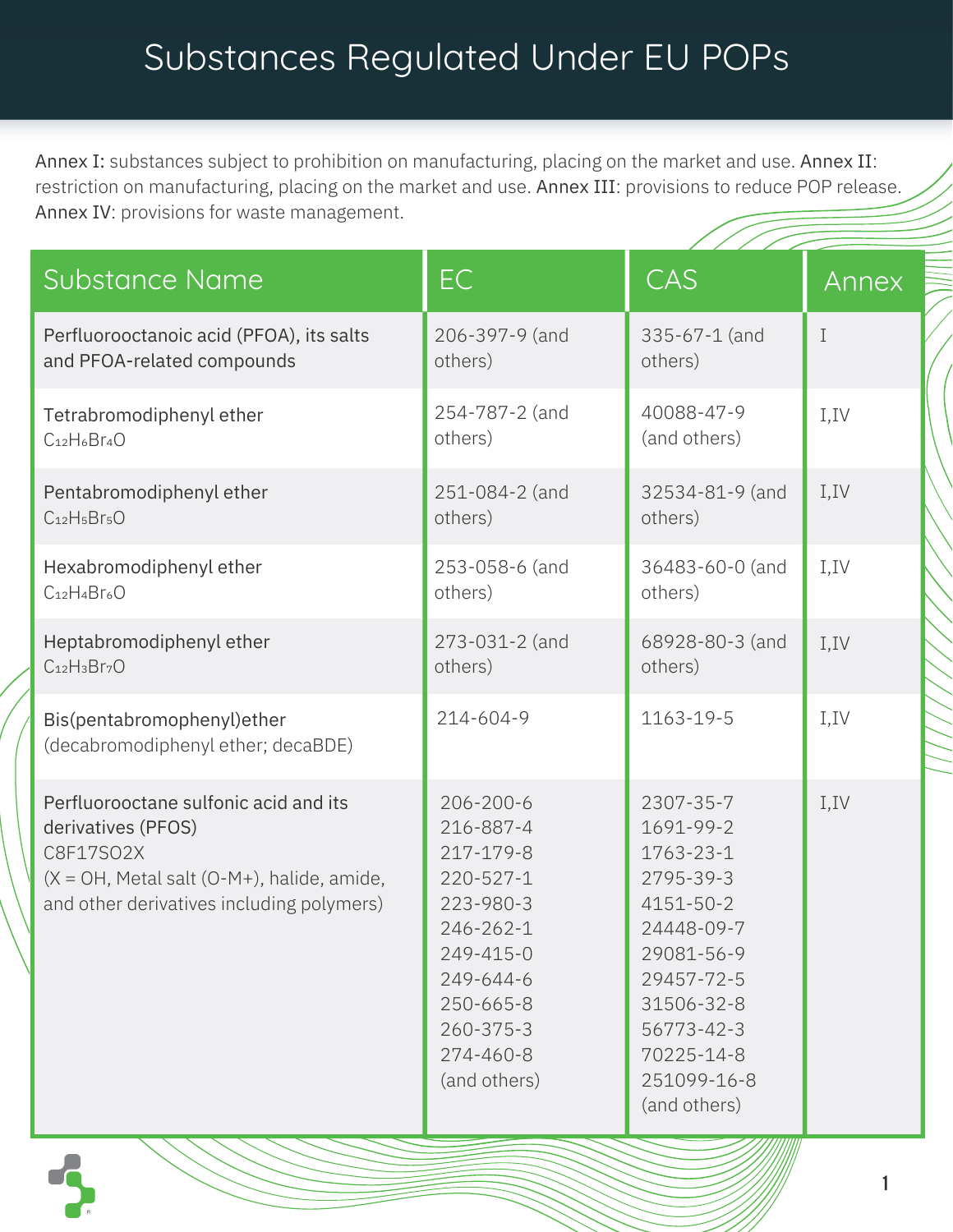# Substances Regulated Under EU POPs

**Annex I:** substances subject to prohibition on manufacturing, placing on the market and use. **Annex II**: restriction on manufacturing, placing on the market and use. **Annex III**: provisions to reduce POP release. **Annex IV**: provisions for waste management.

| Substance Name | EC | CAS | Annex |
|---|---|---|---|
| Perfluorooctanoic acid (PFOA), its salts and PFOA-related compounds | 206-397-9 (and others) | 335-67-1 (and others) | I |
| Tetrabromodiphenyl ether $C_{12}H_6Br_4O$ | 254-787-2 (and others) | 40088-47-9 (and others) | I,IV |
| Pentabromodiphenyl ether $C_{12}H_5Br_5O$ | 251-084-2 (and others) | 32534-81-9 (and others) | I,IV |
| Hexabromodiphenyl ether $C_{12}H_4Br_6O$ | 253-058-6 (and others) | 36483-60-0 (and others) | I,IV |
| Heptabromodiphenyl ether $C_{12}H_3Br_7O$ | 273-031-2 (and others) | 68928-80-3 (and others) | I,IV |
| Bis(pentabromophenyl)ether (decabromodiphenyl ether; decaBDE) | 214-604-9 | 1163-19-5 | I,IV |
| Perfluorooctane sulfonic acid and its derivatives (PFOS) C8F17SO2X (X = OH, Metal salt (O-M+), halide, amide, and other derivatives including polymers) | 206-200-6<br>216-887-4<br>217-179-8<br>220-527-1<br>223-980-3<br>246-262-1<br>249-415-0<br>249-644-6<br>250-665-8<br>260-375-3<br>274-460-8<br>(and others) | 2307-35-7<br>1691-99-2<br>1763-23-1<br>2795-39-3<br>4151-50-2<br>24448-09-7<br>29081-56-9<br>29457-72-5<br>31506-32-8<br>56773-42-3<br>70225-14-8<br>251099-16-8<br>(and others) | I,IV |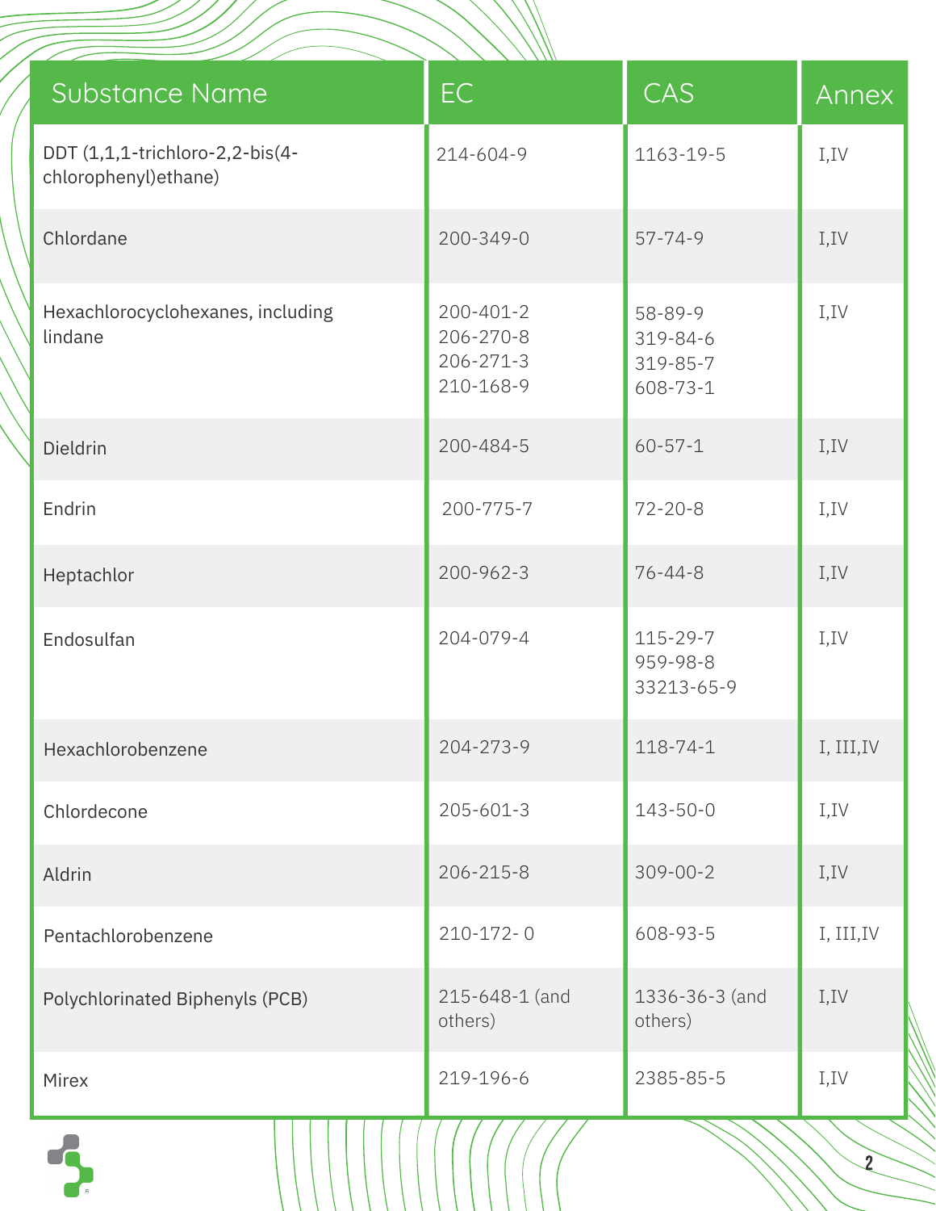| Substance Name | EC | CAS | Annex |
| --- | --- | --- | --- |
| DDT (1,1,1-trichloro-2,2-bis(4-chlorophenyl)ethane) | 214-604-9 | 1163-19-5 | I,IV |
| Chlordane | 200-349-0 | 57-74-9 | I,IV |
| Hexachlorocyclohexanes, including lindane | 200-401-2<br>206-270-8<br>206-271-3<br>210-168-9 | 58-89-9<br>319-84-6<br>319-85-7<br>608-73-1 | I,IV |
| Dieldrin | 200-484-5 | 60-57-1 | I,IV |
| Endrin | 200-775-7 | 72-20-8 | I,IV |
| Heptachlor | 200-962-3 | 76-44-8 | I,IV |
| Endosulfan | 204-079-4 | 115-29-7<br>959-98-8<br>33213-65-9 | I,IV |
| Hexachlorobenzene | 204-273-9 | 118-74-1 | I, III,IV |
| Chlordecone | 205-601-3 | 143-50-0 | I,IV |
| Aldrin | 206-215-8 | 309-00-2 | I,IV |
| Pentachlorobenzene | 210-172- 0 | 608-93-5 | I, III,IV |
| Polychlorinated Biphenyls (PCB) | 215-648-1 (and others) | 1336-36-3 (and others) | I,IV |
| Mirex | 219-196-6 | 2385-85-5 | I,IV |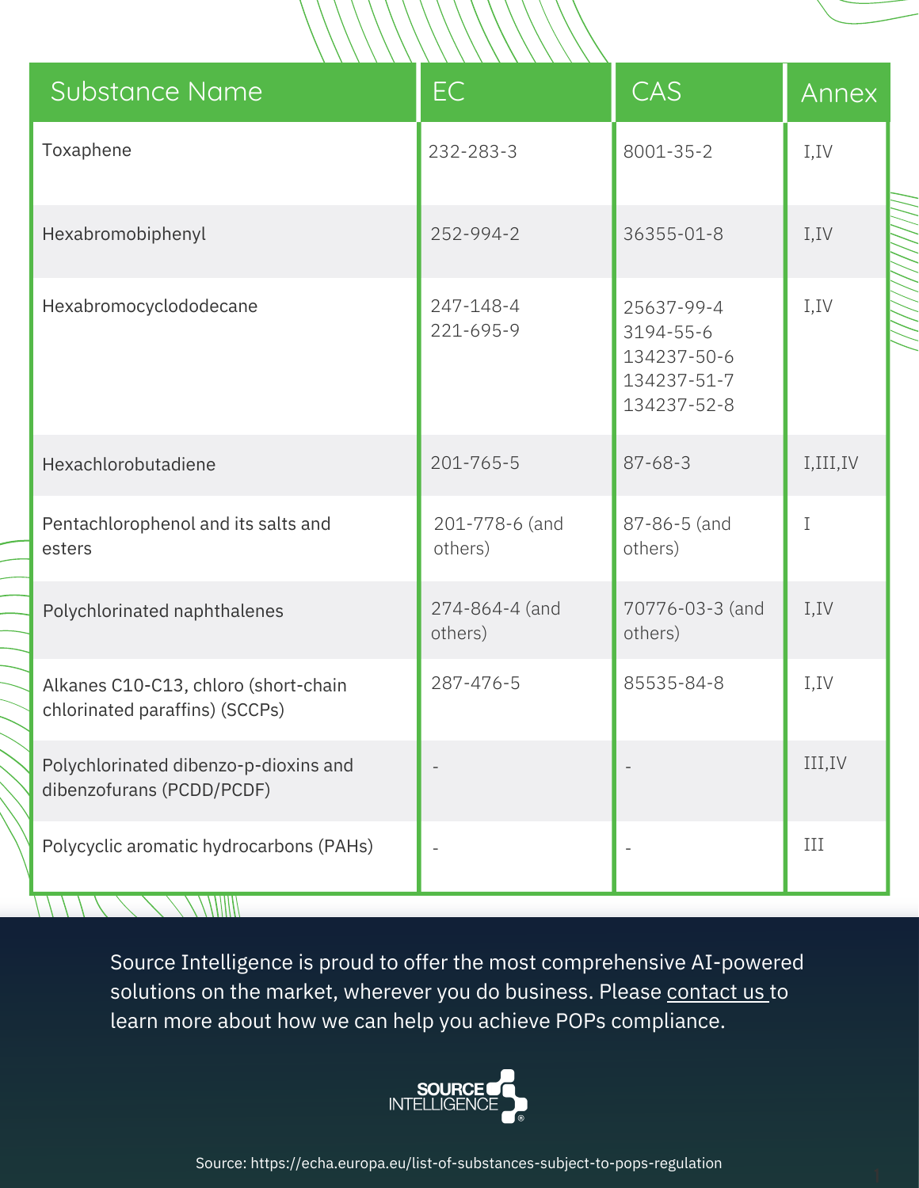| Substance Name | EC | CAS | Annex |
| --- | --- | --- | --- |
| Toxaphene | 232-283-3 | 8001-35-2 | I,IV |
| Hexabromobiphenyl | 252-994-2 | 36355-01-8 | I,IV |
| Hexabromocyclododecane | 247-148-4<br>221-695-9 | 25637-99-4<br>3194-55-6<br>134237-50-6<br>134237-51-7<br>134237-52-8 | I,IV |
| Hexachlorobutadiene | 201-765-5 | 87-68-3 | I,III,IV |
| Pentachlorophenol and its salts and esters | 201-778-6 (and others) | 87-86-5 (and others) | I |
| Polychlorinated naphthalenes | 274-864-4 (and others) | 70776-03-3 (and others) | I,IV |
| Alkanes C10-C13, chloro (short-chain chlorinated paraffins) (SCCPs) | 287-476-5 | 85535-84-8 | I,IV |
| Polychlorinated dibenzo-p-dioxins and dibenzofurans (PCDD/PCDF) | - | - | III,IV |
| Polycyclic aromatic hydrocarbons (PAHs) | - | - | III |

Source Intelligence is proud to offer the most comprehensive AI-powered solutions on the market, wherever you do business. Please contact us to learn more about how we can help you achieve POPs compliance.

SOURCE INTELLIGENCE®

Source: https://echa.europa.eu/list-of-substances-subject-to-pops-regulation